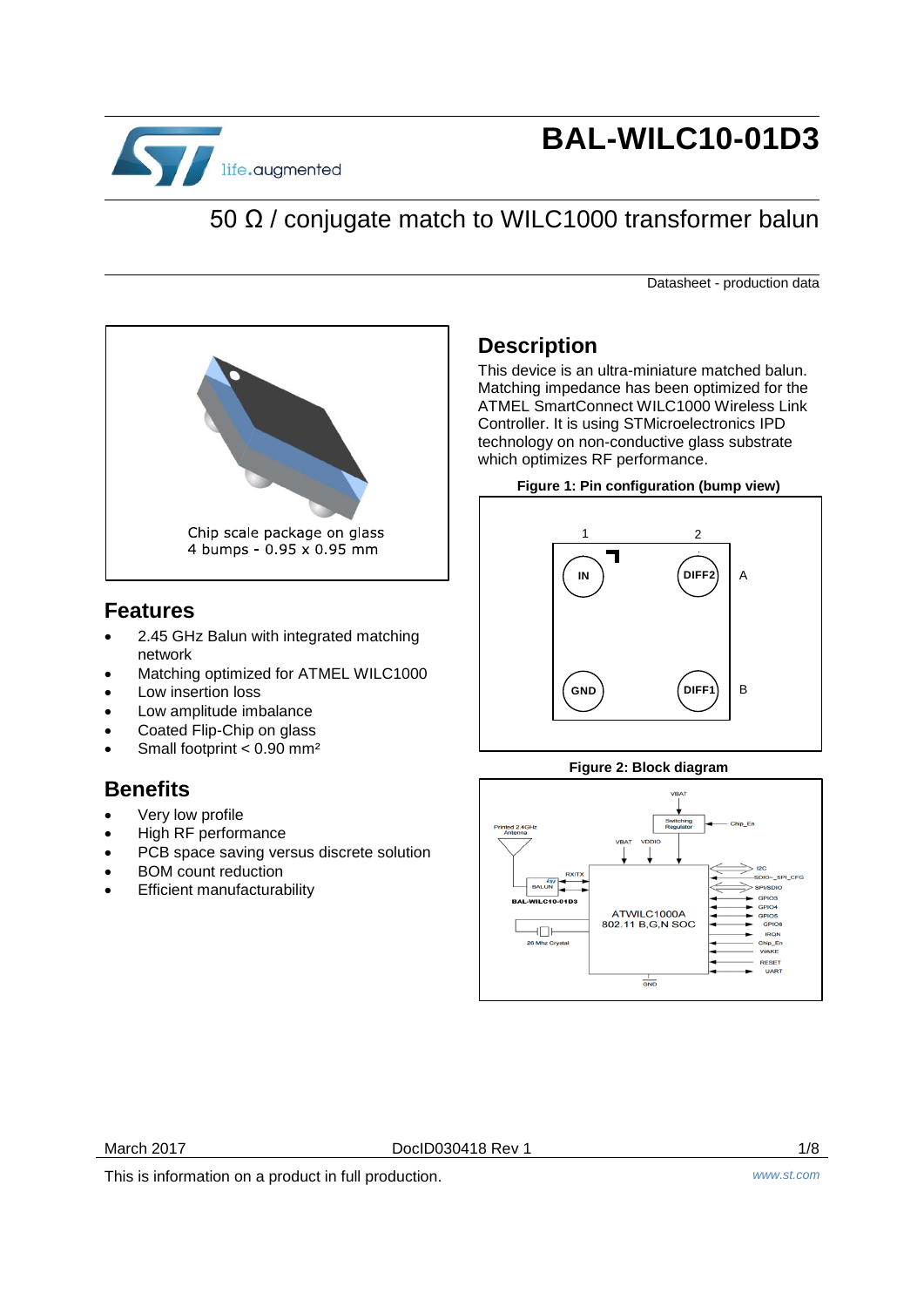# BAL-WILC10-01D3

## 50 Ω / conjugate match to WILC1000 transformer balun

Datasheet - production data

Chip scale package on glass
4 bumps - 0.95 x 0.95 mm

## Features

- 2.45 GHz Balun with integrated matching network
- Matching optimized for ATMEL WILC1000
- Low insertion loss
- Low amplitude imbalance
- Coated Flip-Chip on glass
- Small footprint < 0.90 mm²

## Benefits

- Very low profile
- High RF performance
- PCB space saving versus discrete solution
- BOM count reduction
- Efficient manufacturability

## Description

This device is an ultra-miniature matched balun. Matching impedance has been optimized for the ATMEL SmartConnect WILC1000 Wireless Link Controller. It is using STMicroelectronics IPD technology on non-conductive glass substrate which optimizes RF performance.

**Figure 1: Pin configuration (bump view)**

| | 1 | 2 |
|---|---|---|
| A | IN | DIFF2 |
| B | GND | DIFF1 |

**Figure 2: Block diagram**

This is information on a product in full production.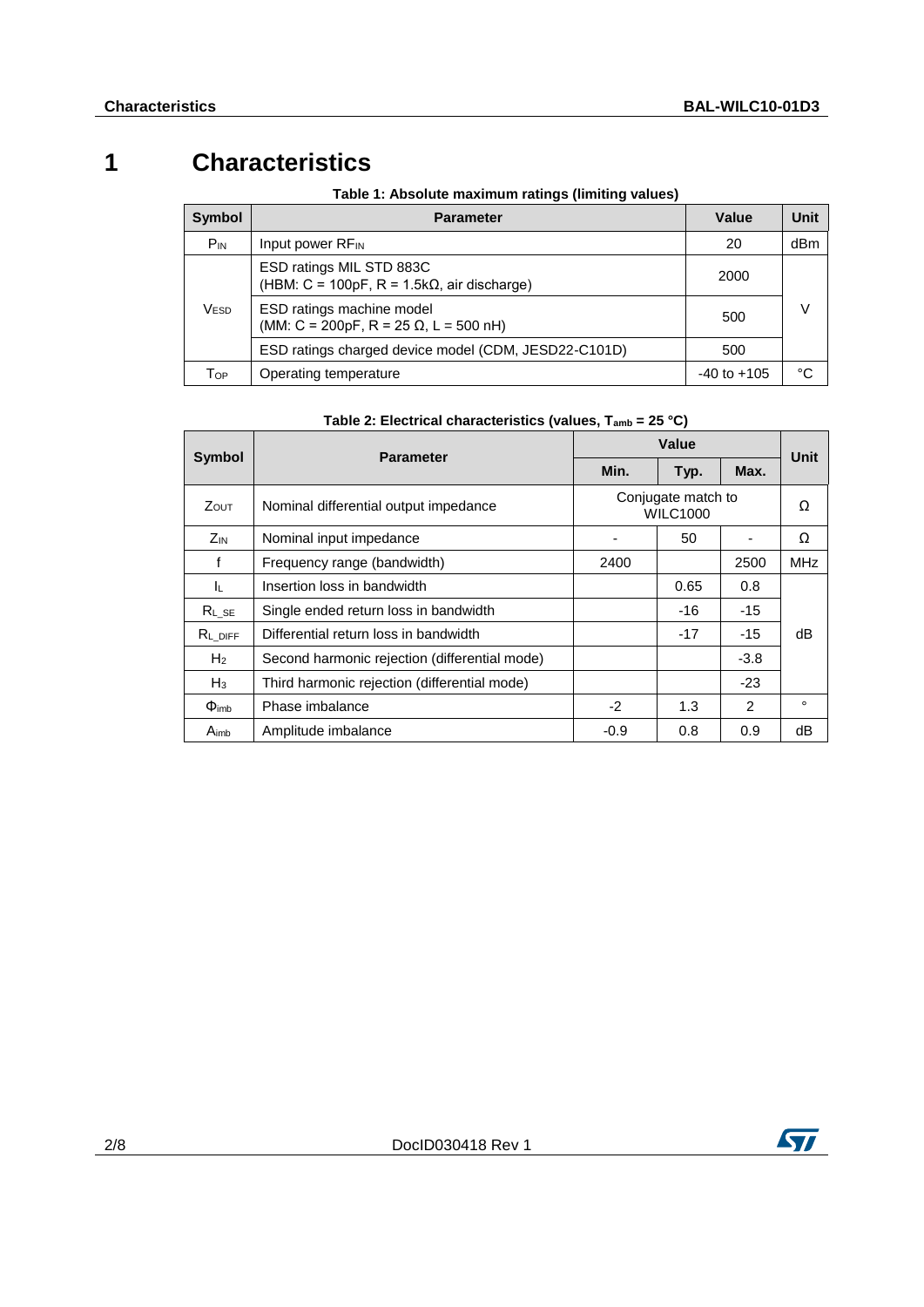# 1 Characteristics

**Table 1: Absolute maximum ratings (limiting values)**

| Symbol | Parameter | Value | Unit |
|---|---|---|---|
| $P_{IN}$ | Input power $RF_{IN}$ | 20 | dBm |
| $V_{ESD}$ | ESD ratings MIL STD 883C (HBM: C = 100pF, R = 1.5kΩ, air discharge) | 2000 | V |
| | ESD ratings machine model (MM: C = 200pF, R = 25 Ω, L = 500 nH) | 500 | |
| | ESD ratings charged device model (CDM, JESD22-C101D) | 500 | |
| $T_{OP}$ | Operating temperature | -40 to +105 | °C |

**Table 2: Electrical characteristics (values, $T_{amb}$ = 25 °C)**

| Symbol | Parameter | Value | | | Unit |
|---|---|---|---|---|---|
| | | Min. | Typ. | Max. | |
| $Z_{OUT}$ | Nominal differential output impedance | Conjugate match to WILC1000 | | | Ω |
| $Z_{IN}$ | Nominal input impedance | - | 50 | - | Ω |
| f | Frequency range (bandwidth) | 2400 | | 2500 | MHz |
| $I_L$ | Insertion loss in bandwidth | | 0.65 | 0.8 | dB |
| $R_{L\_SE}$ | Single ended return loss in bandwidth | | -16 | -15 | |
| $R_{L\_DIFF}$ | Differential return loss in bandwidth | | -17 | -15 | |
| $H_2$ | Second harmonic rejection (differential mode) | | | -3.8 | |
| $H_3$ | Third harmonic rejection (differential mode) | | | -23 | |
| $\Phi_{imb}$ | Phase imbalance | -2 | 1.3 | 2 | ° |
| $A_{imb}$ | Amplitude imbalance | -0.9 | 0.8 | 0.9 | dB |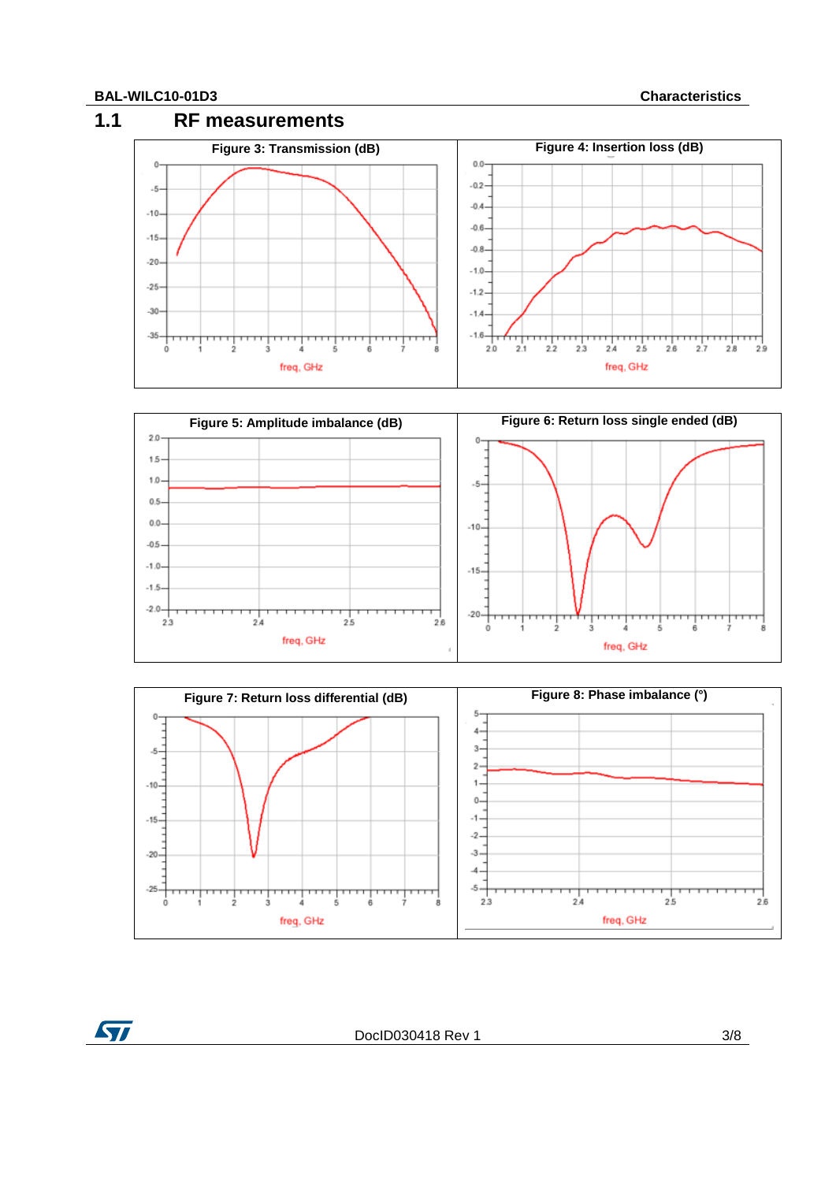## 1.1 RF measurements

Figure 3: Transmission (dB)

Figure 4: Insertion loss (dB)

Figure 5: Amplitude imbalance (dB)

Figure 6: Return loss single ended (dB)

Figure 7: Return loss differential (dB)

Figure 8: Phase imbalance (°)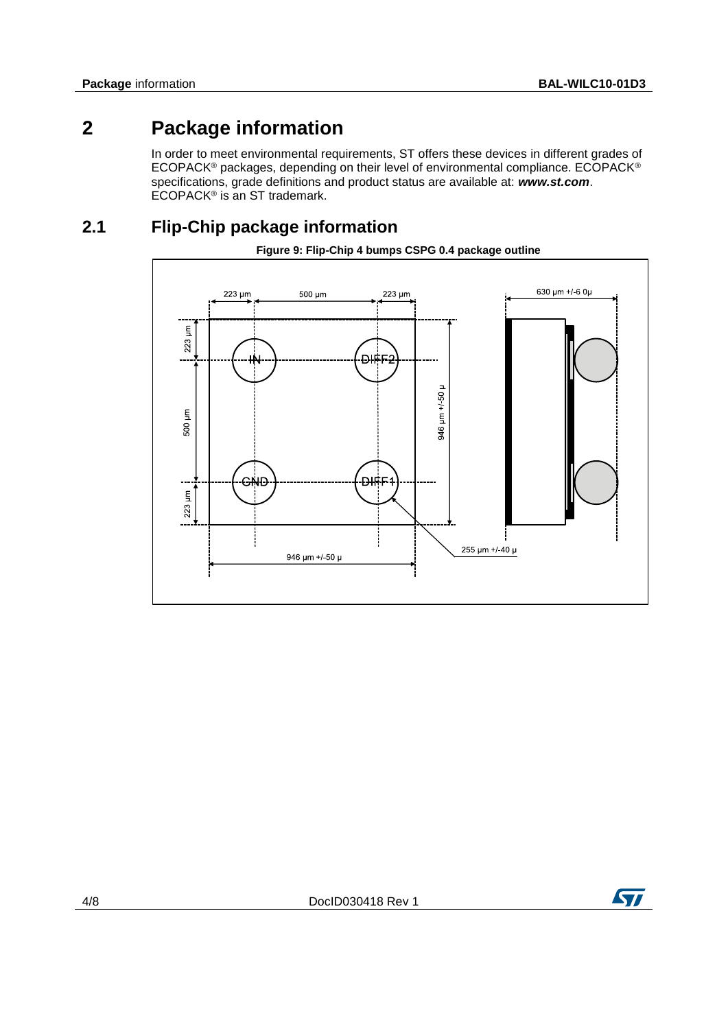# 2 Package information

In order to meet environmental requirements, ST offers these devices in different grades of ECOPACK® packages, depending on their level of environmental compliance. ECOPACK® specifications, grade definitions and product status are available at: ***www.st.com***. ECOPACK® is an ST trademark.

## 2.1 Flip-Chip package information

**Figure 9: Flip-Chip 4 bumps CSPG 0.4 package outline**

223 µm | 500 µm | 223 µm | 630 µm +/-6 0µ

223 µm | 500 µm | 223 µm | 946 µm +/-50 µ

IN | DIFF2 | GND | DIFF1

946 µm +/-50 µ | 255 µm +/-40 µ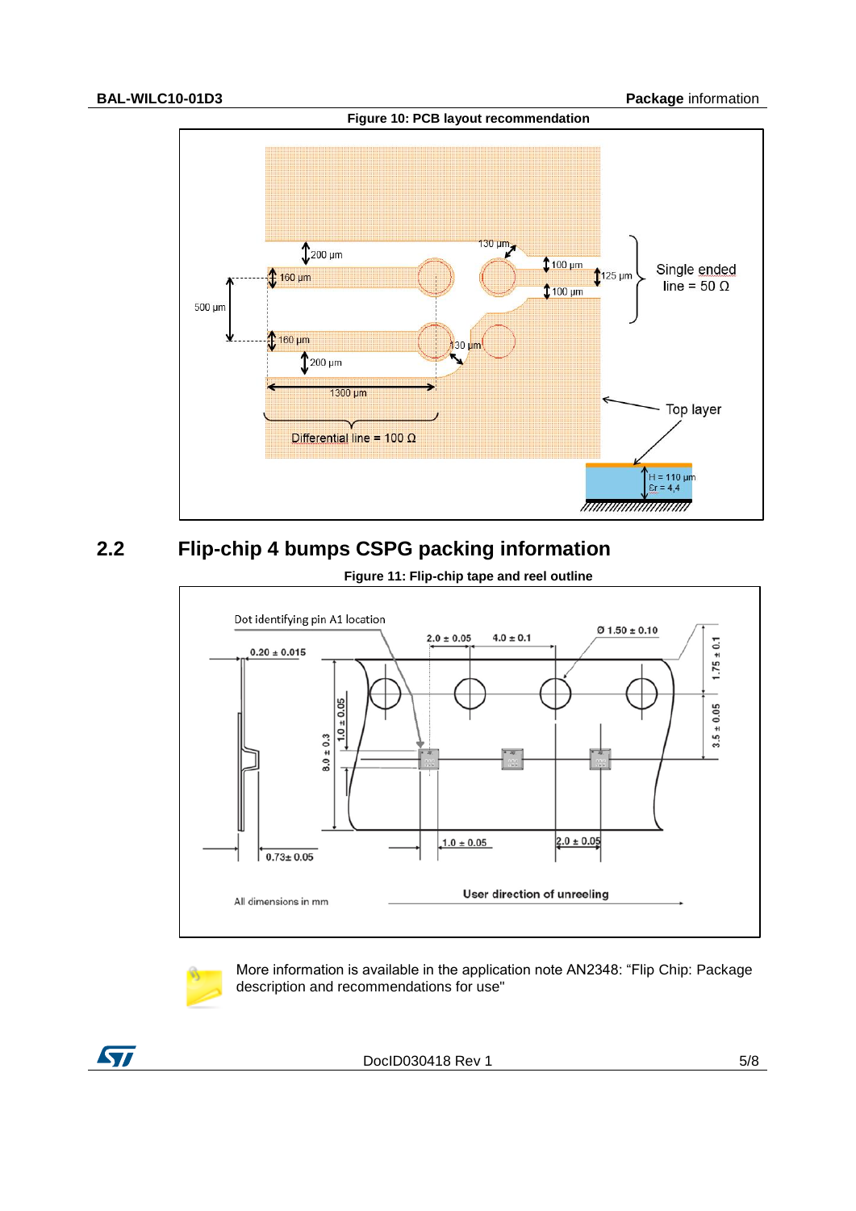Figure 10: PCB layout recommendation

## 2.2 Flip-chip 4 bumps CSPG packing information

Figure 11: Flip-chip tape and reel outline

More information is available in the application note AN2348: "Flip Chip: Package description and recommendations for use"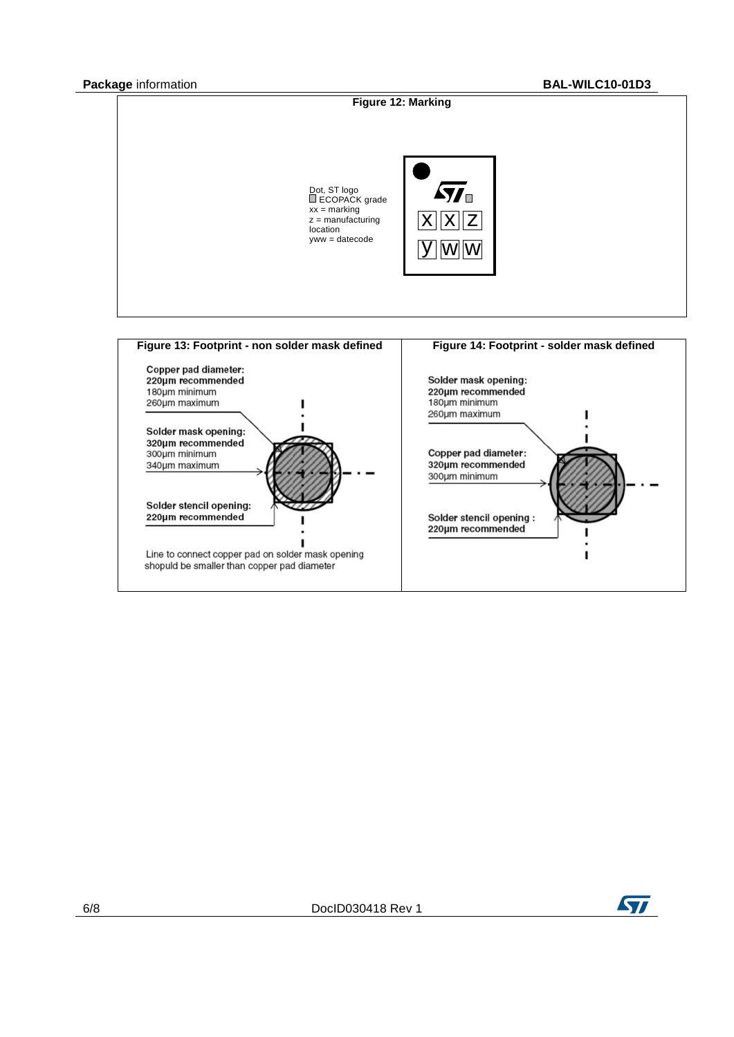**Figure 12: Marking**

Dot, ST logo
ECOPACK grade
xx = marking
z = manufacturing location
yww = datecode

| x | x | z |
|---|---|---|
| y | w | w |

**Figure 13: Footprint - non solder mask defined**

Copper pad diameter:
**220µm recommended**
180µm minimum
260µm maximum

Solder mask opening:
**320µm recommended**
300µm minimum
340µm maximum

Solder stencil opening:
**220µm recommended**

Line to connect copper pad on solder mask opening shopuld be smaller than copper pad diameter

**Figure 14: Footprint - solder mask defined**

Solder mask opening:
**220µm recommended**
180µm minimum
260µm maximum

Copper pad diameter:
**320µm recommended**
300µm minimum

Solder stencil opening :
**220µm recommended**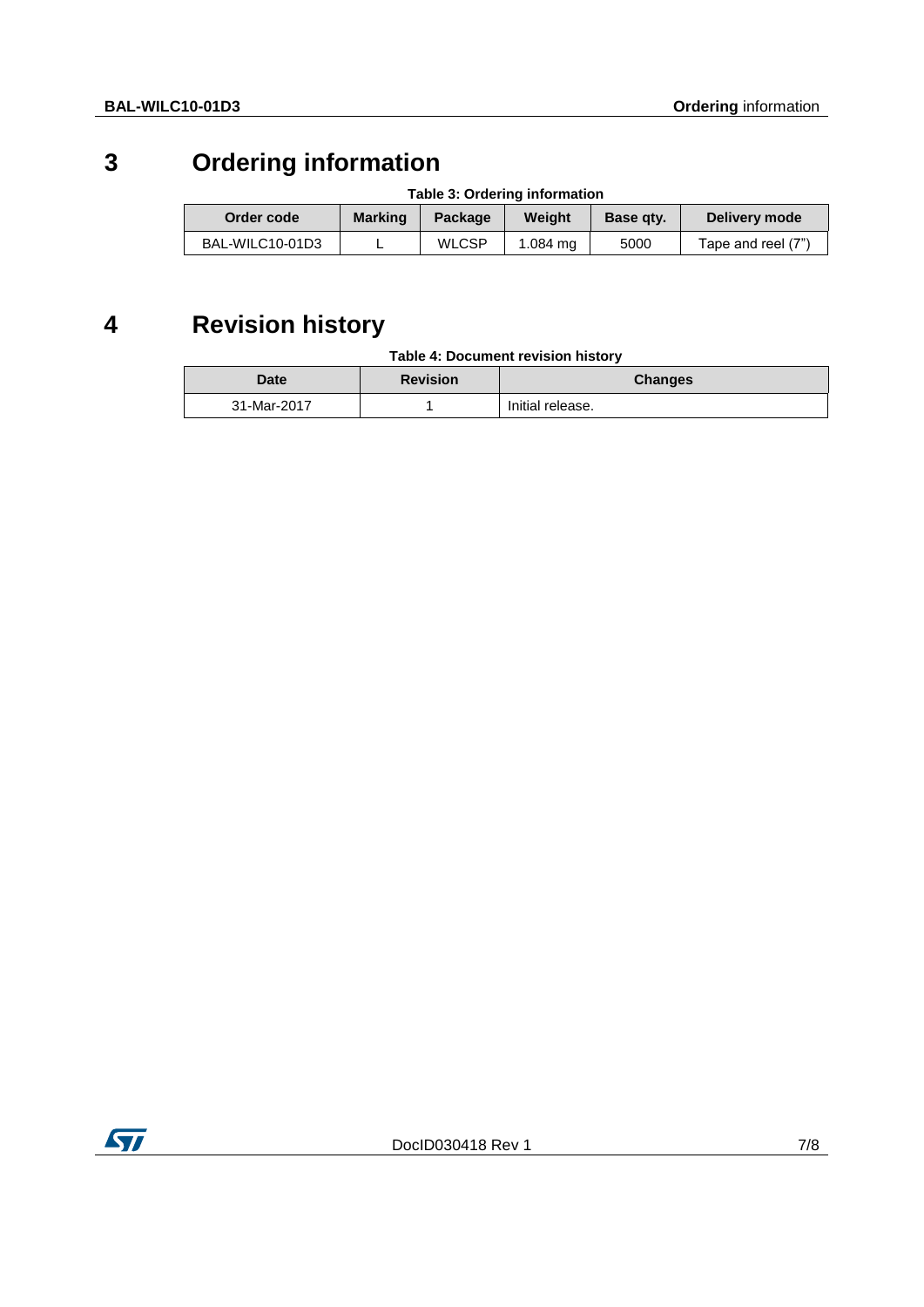# 3 Ordering information

**Table 3: Ordering information**

| Order code | Marking | Package | Weight | Base qty. | Delivery mode |
|---|---|---|---|---|---|
| BAL-WILC10-01D3 | L | WLCSP | 1.084 mg | 5000 | Tape and reel (7") |

# 4 Revision history

**Table 4: Document revision history**

| Date | Revision | Changes |
|---|---|---|
| 31-Mar-2017 | 1 | Initial release. |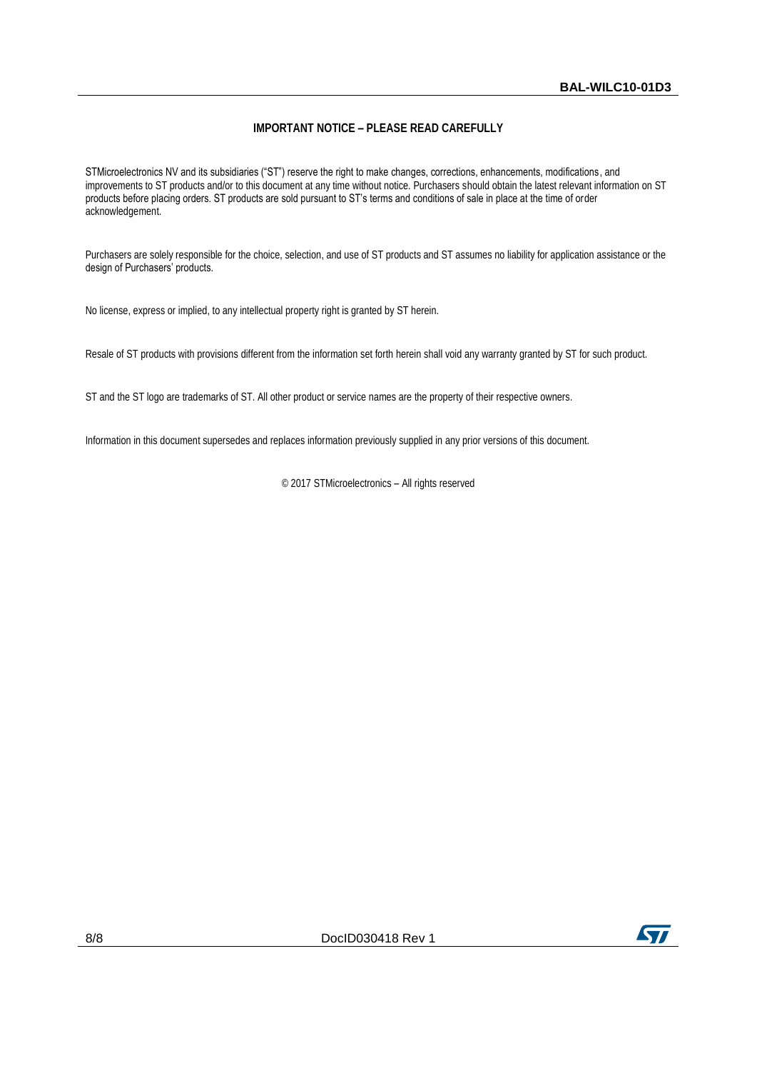**IMPORTANT NOTICE – PLEASE READ CAREFULLY**

STMicroelectronics NV and its subsidiaries ("ST") reserve the right to make changes, corrections, enhancements, modifications, and improvements to ST products and/or to this document at any time without notice. Purchasers should obtain the latest relevant information on ST products before placing orders. ST products are sold pursuant to ST's terms and conditions of sale in place at the time of order acknowledgement.

Purchasers are solely responsible for the choice, selection, and use of ST products and ST assumes no liability for application assistance or the design of Purchasers' products.

No license, express or implied, to any intellectual property right is granted by ST herein.

Resale of ST products with provisions different from the information set forth herein shall void any warranty granted by ST for such product.

ST and the ST logo are trademarks of ST. All other product or service names are the property of their respective owners.

Information in this document supersedes and replaces information previously supplied in any prior versions of this document.

© 2017 STMicroelectronics – All rights reserved